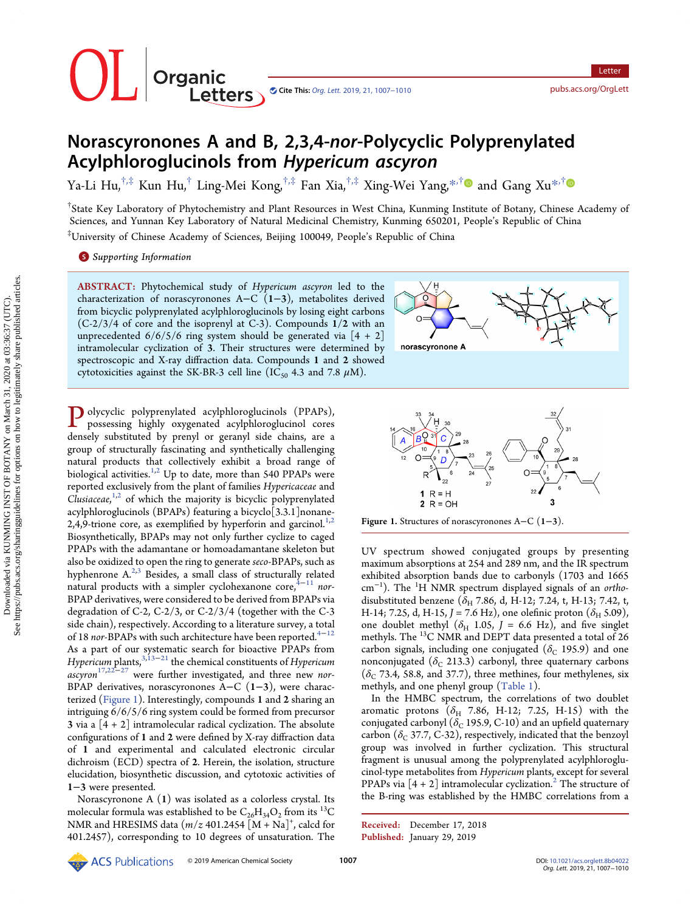# Norascyronones A and B, 2,3,4-*nor*-Polycyclic Polyprenylated Acylphloroglucinols from *Hypericum ascyron*

Ya-Li Hu,[†,‡] Kun Hu,[†] Ling-Mei Kong,[†,‡] Fan Xia,[†,‡] Xing-Wei Yang,[*,†] and Gang Xu[*,†]

[†]State Key Laboratory of Phytochemistry and Plant Resources in West China, Kunming Institute of Botany, Chinese Academy of Sciences, and Yunnan Key Laboratory of Natural Medicinal Chemistry, Kunming 650201, People's Republic of China

[‡]University of Chinese Academy of Sciences, Beijing 100049, People's Republic of China

Supporting Information

**ABSTRACT:** Phytochemical study of *Hypericum ascyron* led to the characterization of norascyronones A−C (**1**−**3**), metabolites derived from bicyclic polyprenylated acylphloroglucinols by losing eight carbons (C-2/3/4 of core and the isoprenyl at C-3). Compounds **1**/**2** with an unprecedented 6/6/5/6 ring system should be generated via [4 + 2] intramolecular cyclization of **3**. Their structures were determined by spectroscopic and X-ray diffraction data. Compounds **1** and **2** showed cytotoxicities against the SK-BR-3 cell line ($IC_{50}$ 4.3 and 7.8 $\mu$M).

Polycyclic polyprenylated acylphloroglucinols (PPAPs), possessing highly oxygenated acylphloroglucinol cores densely substituted by prenyl or geranyl side chains, are a group of structurally fascinating and synthetically challenging natural products that collectively exhibit a broad range of biological activities.[1,2] Up to date, more than 540 PPAPs were reported exclusively from the plant of families *Hypericaceae* and *Clusiaceae*,[1,2] of which the majority is bicyclic polyprenylated acylphloroglucinols (BPAPs) featuring a bicyclo[3.3.1]nonane-2,4,9-trione core, as exemplified by hyperforin and garcinol.[1,2] Biosynthetically, BPAPs may not only further cyclize to caged PPAPs with the adamantane or homoadamantane skeleton but also be oxidized to open the ring to generate *seco*-BPAPs, such as hyphenrone A.[2,3] Besides, a small class of structurally related natural products with a simpler cyclohexanone core,[4−11] *nor*-BPAP derivatives, were considered to be derived from BPAPs via degradation of C-2, C-2/3, or C-2/3/4 (together with the C-3 side chain), respectively. According to a literature survey, a total of 18 *nor*-BPAPs with such architecture have been reported.[4−12] As a part of our systematic search for bioactive PPAPs from *Hypericum* plants,[3,13−21] the chemical constituents of *Hypericum ascyron*[17,22−27] were further investigated, and three new *nor*-BPAP derivatives, norascyronones A−C (**1**−**3**), were characterized (Figure 1). Interestingly, compounds **1** and **2** sharing an intriguing 6/6/5/6 ring system could be formed from precursor **3** via a [4 + 2] intramolecular radical cyclization. The absolute configurations of **1** and **2** were defined by X-ray diffraction data of **1** and experimental and calculated electronic circular dichroism (ECD) spectra of **2**. Herein, the isolation, structure elucidation, biosynthetic discussion, and cytotoxic activities of **1**−**3** were presented.

Figure 1. Structures of norascyronones A−C (**1**−**3**).

Norascyronone A (**1**) was isolated as a colorless crystal. Its molecular formula was established to be $C_{26}H_{34}O_2$ from its $^{13}C$ NMR and HRESIMS data (*m*/*z* 401.2454 $[M + Na]^+$, calcd for 401.2457), corresponding to 10 degrees of unsaturation. The UV spectrum showed conjugated groups by presenting maximum absorptions at 254 and 289 nm, and the IR spectrum exhibited absorption bands due to carbonyls (1703 and 1665 $cm^{-1}$). The $^1H$ NMR spectrum displayed signals of an *ortho*-disubstituted benzene ($\delta_H$ 7.86, d, H-12; 7.24, t, H-13; 7.42, t, H-14; 7.25, d, H-15, $J$ = 7.6 Hz), one olefinic proton ($\delta_H$ 5.09), one doublet methyl ($\delta_H$ 1.05, $J$ = 6.6 Hz), and five singlet methyls. The $^{13}C$ NMR and DEPT data presented a total of 26 carbon signals, including one conjugated ($\delta_C$ 195.9) and one nonconjugated ($\delta_C$ 213.3) carbonyl, three quaternary carbons ($\delta_C$ 73.4, 58.8, and 37.7), three methines, four methylenes, six methyls, and one phenyl group (Table 1).

In the HMBC spectrum, the correlations of two doublet aromatic protons ($\delta_H$ 7.86, H-12; 7.25, H-15) with the conjugated carbonyl ($\delta_C$ 195.9, C-10) and an upfield quaternary carbon ($\delta_C$ 37.7, C-32), respectively, indicated that the benzoyl group was involved in further cyclization. This structural fragment is unusual among the polyprenylated acylphloroglucinol-type metabolites from *Hypericum* plants, except for several PPAPs via [4 + 2] intramolecular cyclization.[2] The structure of the B-ring was established by the HMBC correlations from a

Received: December 17, 2018
Published: January 29, 2019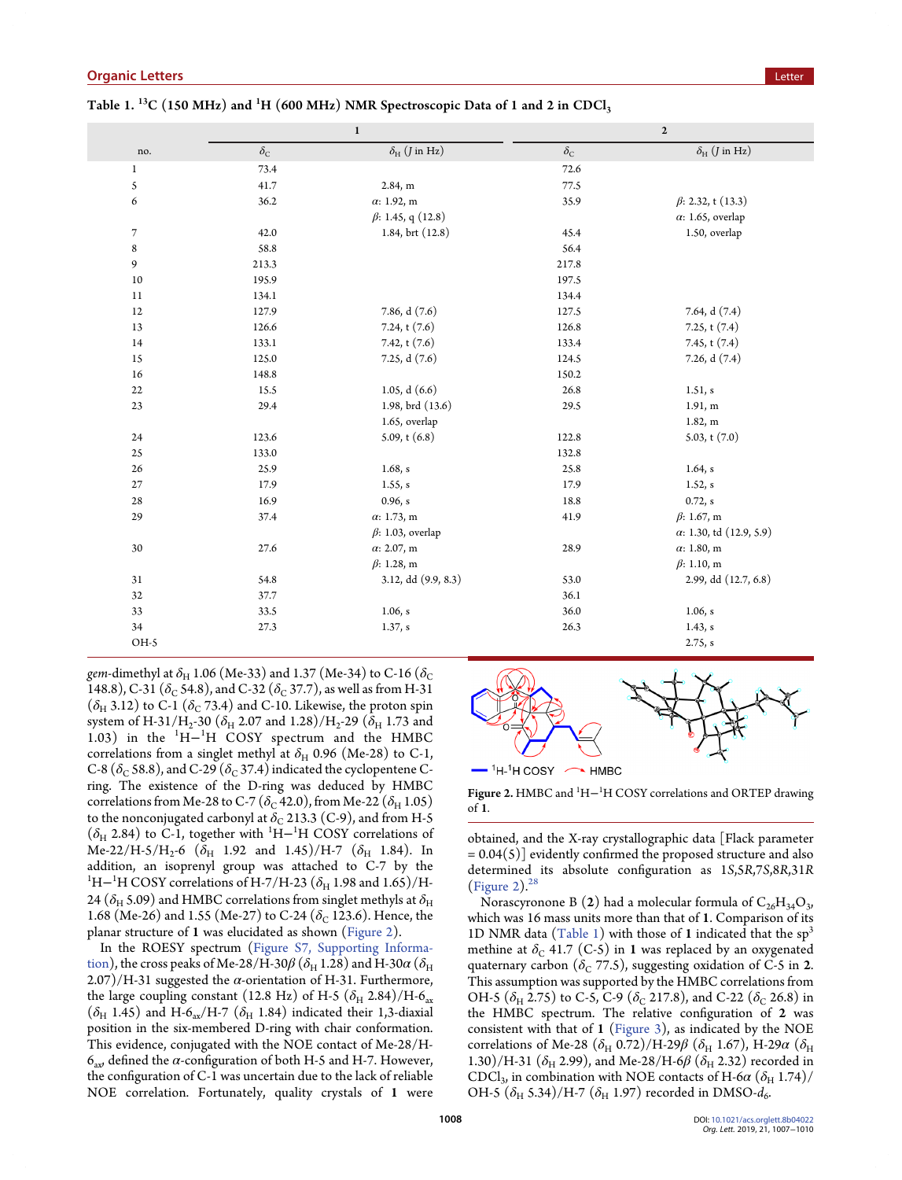Table 1. $^{13}$C (150 MHz) and $^{1}$H (600 MHz) NMR Spectroscopic Data of 1 and 2 in $CDCl_3$

| | 1 | | 2 | |
|---|---|---|---|---|
| no. | $\delta_C$ | $\delta_H$ (*J* in Hz) | $\delta_C$ | $\delta_H$ (*J* in Hz) |
| 1 | 73.4 | | 72.6 | |
| 5 | 41.7 | 2.84, m | 77.5 | |
| 6 | 36.2 | α: 1.92, m | 35.9 | β: 2.32, t (13.3) |
| | | β: 1.45, q (12.8) | | α: 1.65, overlap |
| 7 | 42.0 | 1.84, brt (12.8) | 45.4 | 1.50, overlap |
| 8 | 58.8 | | 56.4 | |
| 9 | 213.3 | | 217.8 | |
| 10 | 195.9 | | 197.5 | |
| 11 | 134.1 | | 134.4 | |
| 12 | 127.9 | 7.86, d (7.6) | 127.5 | 7.64, d (7.4) |
| 13 | 126.6 | 7.24, t (7.6) | 126.8 | 7.25, t (7.4) |
| 14 | 133.1 | 7.42, t (7.6) | 133.4 | 7.45, t (7.4) |
| 15 | 125.0 | 7.25, d (7.6) | 124.5 | 7.26, d (7.4) |
| 16 | 148.8 | | 150.2 | |
| 22 | 15.5 | 1.05, d (6.6) | 26.8 | 1.51, s |
| 23 | 29.4 | 1.98, brd (13.6) | 29.5 | 1.91, m |
| | | 1.65, overlap | | 1.82, m |
| 24 | 123.6 | 5.09, t (6.8) | 122.8 | 5.03, t (7.0) |
| 25 | 133.0 | | 132.8 | |
| 26 | 25.9 | 1.68, s | 25.8 | 1.64, s |
| 27 | 17.9 | 1.55, s | 17.9 | 1.52, s |
| 28 | 16.9 | 0.96, s | 18.8 | 0.72, s |
| 29 | 37.4 | α: 1.73, m | 41.9 | β: 1.67, m |
| | | β: 1.03, overlap | | α: 1.30, td (12.9, 5.9) |
| 30 | 27.6 | α: 2.07, m | 28.9 | α: 1.80, m |
| | | β: 1.28, m | | β: 1.10, m |
| 31 | 54.8 | 3.12, dd (9.9, 8.3) | 53.0 | 2.99, dd (12.7, 6.8) |
| 32 | 37.7 | | 36.1 | |
| 33 | 33.5 | 1.06, s | 36.0 | 1.06, s |
| 34 | 27.3 | 1.37, s | 26.3 | 1.43, s |
| OH-5 | | | | 2.75, s |

*gem*-dimethyl at $\delta_H$ 1.06 (Me-33) and 1.37 (Me-34) to C-16 ($\delta_C$ 148.8), C-31 ($\delta_C$ 54.8), and C-32 ($\delta_C$ 37.7), as well as from H-31 ($\delta_H$ 3.12) to C-1 ($\delta_C$ 73.4) and C-10. Likewise, the proton spin system of H-31/H$_2$-30 ($\delta_H$ 2.07 and 1.28)/H$_2$-29 ($\delta_H$ 1.73 and 1.03) in the $^1$H−$^1$H COSY spectrum and the HMBC correlations from a singlet methyl at $\delta_H$ 0.96 (Me-28) to C-1, C-8 ($\delta_C$ 58.8), and C-29 ($\delta_C$ 37.4) indicated the cyclopentene C-ring. The existence of the D-ring was deduced by HMBC correlations from Me-28 to C-7 ($\delta_C$ 42.0), from Me-22 ($\delta_H$ 1.05) to the nonconjugated carbonyl at $\delta_C$ 213.3 (C-9), and from H-5 ($\delta_H$ 2.84) to C-1, together with $^1$H−$^1$H COSY correlations of Me-22/H-5/H$_2$-6 ($\delta_H$ 1.92 and 1.45)/H-7 ($\delta_H$ 1.84). In addition, an isoprenyl group was attached to C-7 by the $^1$H−$^1$H COSY correlations of H-7/H-23 ($\delta_H$ 1.98 and 1.65)/H-24 ($\delta_H$ 5.09) and HMBC correlations from singlet methyls at $\delta_H$ 1.68 (Me-26) and 1.55 (Me-27) to C-24 ($\delta_C$ 123.6). Hence, the planar structure of **1** was elucidated as shown (Figure 2).

In the ROESY spectrum (Figure S7, Supporting Information), the cross peaks of Me-28/H-30β ($\delta_H$ 1.28) and H-30α ($\delta_H$ 2.07)/H-31 suggested the α-orientation of H-31. Furthermore, the large coupling constant (12.8 Hz) of H-5 ($\delta_H$ 2.84)/H-6$_{ax}$ ($\delta_H$ 1.45) and H-6$_{ax}$/H-7 ($\delta_H$ 1.84) indicated their 1,3-diaxial position in the six-membered D-ring with chair conformation. This evidence, conjugated with the NOE contact of Me-28/H-6$_{ax}$ defined the α-configuration of both H-5 and H-7. However, the configuration of C-1 was uncertain due to the lack of reliable NOE correlation. Fortunately, quality crystals of **1** were obtained, and the X-ray crystallographic data [Flack parameter = 0.04(5)] evidently confirmed the proposed structure and also determined its absolute configuration as 1*S*,5*R*,7*S*,8*R*,31*R* (Figure 2).[28]

Figure 2. HMBC and $^1$H−$^1$H COSY correlations and ORTEP drawing of **1**.

Norascyronone B (**2**) had a molecular formula of $C_{26}H_{34}O_3$, which was 16 mass units more than that of **1**. Comparison of its 1D NMR data (Table 1) with those of **1** indicated that the sp$^3$ methine at $\delta_C$ 41.7 (C-5) in **1** was replaced by an oxygenated quaternary carbon ($\delta_C$ 77.5), suggesting oxidation of C-5 in **2**. This assumption was supported by the HMBC correlations from OH-5 ($\delta_H$ 2.75) to C-5, C-9 ($\delta_C$ 217.8), and C-22 ($\delta_C$ 26.8) in the HMBC spectrum. The relative configuration of **2** was consistent with that of **1** (Figure 3), as indicated by the NOE correlations of Me-28 ($\delta_H$ 0.72)/H-29β ($\delta_H$ 1.67), H-29α ($\delta_H$ 1.30)/H-31 ($\delta_H$ 2.99), and Me-28/H-6β ($\delta_H$ 2.32) recorded in $CDCl_3$, in combination with NOE contacts of H-6α ($\delta_H$ 1.74)/OH-5 ($\delta_H$ 5.34)/H-7 ($\delta_H$ 1.97) recorded in DMSO-$d_6$.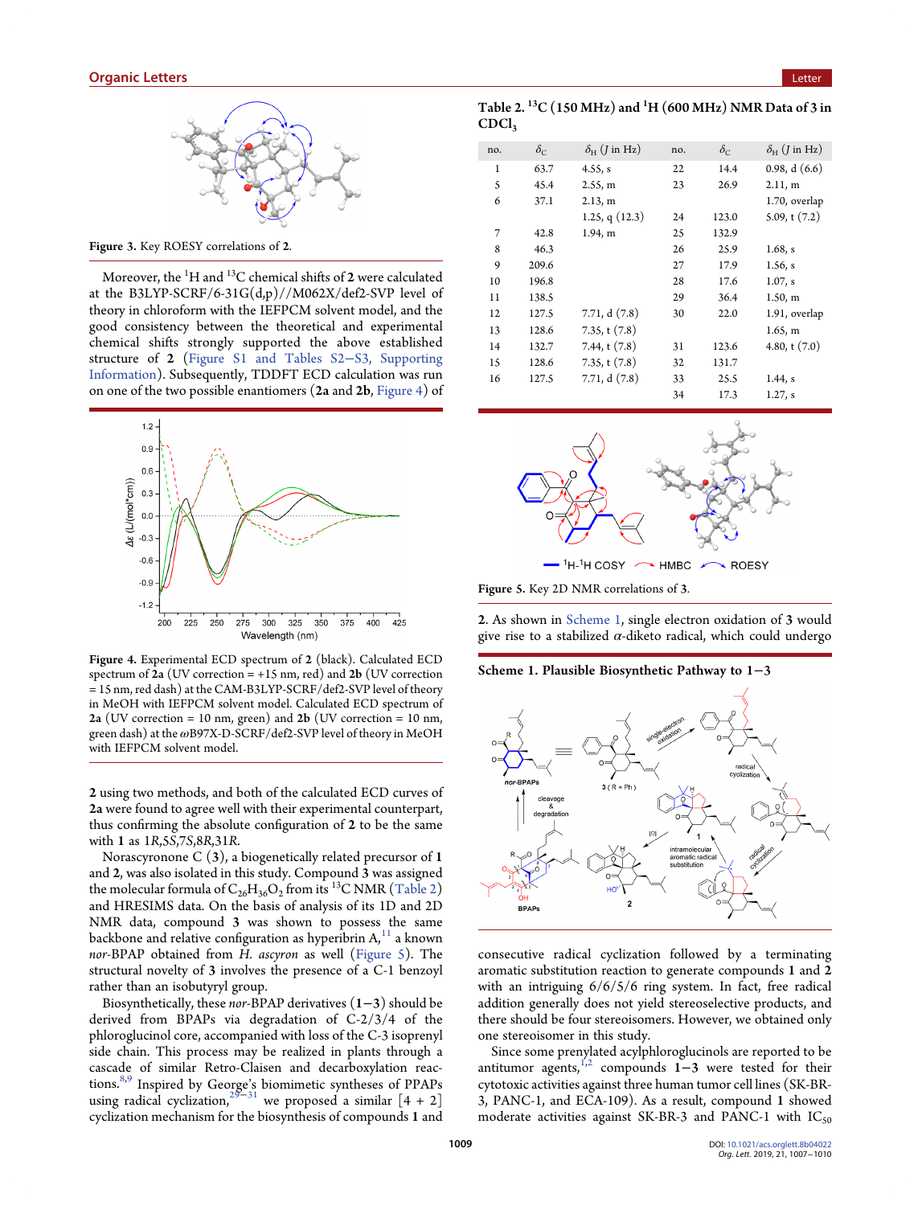Figure 3. Key ROESY correlations of **2**.

Moreover, the $^{1}H$ and $^{13}C$ chemical shifts of **2** were calculated at the B3LYP-SCRF/6-31G(d,p)//M062X/def2-SVP level of theory in chloroform with the IEFPCM solvent model, and the good consistency between the theoretical and experimental chemical shifts strongly supported the above established structure of **2** (Figure S1 and Tables S2−S3, Supporting Information). Subsequently, TDDFT ECD calculation was run on one of the two possible enantiomers (**2a** and **2b**, Figure 4) of **2** using two methods, and both of the calculated ECD curves of **2a** were found to agree well with their experimental counterpart, thus confirming the absolute configuration of **2** to be the same with **1** as 1*R*,5*S*,7*S*,8*R*,31*R*.

Figure 4. Experimental ECD spectrum of **2** (black). Calculated ECD spectrum of **2a** (UV correction = +15 nm, red) and **2b** (UV correction = 15 nm, red dash) at the CAM-B3LYP-SCRF/def2-SVP level of theory in MeOH with IEFPCM solvent model. Calculated ECD spectrum of **2a** (UV correction = 10 nm, green) and **2b** (UV correction = 10 nm, green dash) at the ωB97X-D-SCRF/def2-SVP level of theory in MeOH with IEFPCM solvent model.

Norascyronone C (**3**), a biogenetically related precursor of **1** and **2**, was also isolated in this study. Compound **3** was assigned the molecular formula of $C_{26}H_{36}O_2$ from its $^{13}C$ NMR (Table 2) and HRESIMS data. On the basis of analysis of its 1D and 2D NMR data, compound **3** was shown to possess the same backbone and relative configuration as hyperibrin A,[11] a known *nor*-BPAP obtained from *H. ascyron* as well (Figure 5). The structural novelty of **3** involves the presence of a C-1 benzoyl rather than an isobutyryl group.

Biosynthetically, these *nor*-BPAP derivatives (**1**−**3**) should be derived from BPAPs via degradation of C-2/3/4 of the phloroglucinol core, accompanied with loss of the C-3 isoprenyl side chain. This process may be realized in plants through a cascade of similar Retro-Claisen and decarboxylation reactions.[8,9] Inspired by George's biomimetic syntheses of PPAPs using radical cyclization,[29−31] we proposed a similar [4 + 2] cyclization mechanism for the biosynthesis of compounds **1** and **2**. As shown in Scheme 1, single electron oxidation of **3** would give rise to a stabilized α-diketo radical, which could undergo consecutive radical cyclization followed by a terminating aromatic substitution reaction to generate compounds **1** and **2** with an intriguing 6/6/5/6 ring system. In fact, free radical addition generally does not yield stereoselective products, and there should be four stereoisomers. However, we obtained only one stereoisomer in this study.

Since some prenylated acylphloroglucinols are reported to be antitumor agents,[1,2] compounds **1**−**3** were tested for their cytotoxic activities against three human tumor cell lines (SK-BR-3, PANC-1, and ECA-109). As a result, compound **1** showed moderate activities against SK-BR-3 and PANC-1 with $IC_{50}$

Table 2. $^{13}C$ (150 MHz) and $^{1}H$ (600 MHz) NMR Data of **3** in $CDCl_3$

| no. | $\delta_C$ | $\delta_H$ (*J* in Hz) | no. | $\delta_C$ | $\delta_H$ (*J* in Hz) |
|---|---|---|---|---|---|
| 1 | 63.7 | 4.55, s | 22 | 14.4 | 0.98, d (6.6) |
| 5 | 45.4 | 2.55, m | 23 | 26.9 | 2.11, m |
| 6 | 37.1 | 2.13, m | | | 1.70, overlap |
| | | 1.25, q (12.3) | 24 | 123.0 | 5.09, t (7.2) |
| 7 | 42.8 | 1.94, m | 25 | 132.9 | |
| 8 | 46.3 | | 26 | 25.9 | 1.68, s |
| 9 | 209.6 | | 27 | 17.9 | 1.56, s |
| 10 | 196.8 | | 28 | 17.6 | 1.07, s |
| 11 | 138.5 | | 29 | 36.4 | 1.50, m |
| 12 | 127.5 | 7.71, d (7.8) | 30 | 22.0 | 1.91, overlap |
| 13 | 128.6 | 7.35, t (7.8) | | | 1.65, m |
| 14 | 132.7 | 7.44, t (7.8) | 31 | 123.6 | 4.80, t (7.0) |
| 15 | 128.6 | 7.35, t (7.8) | 32 | 131.7 | |
| 16 | 127.5 | 7.71, d (7.8) | 33 | 25.5 | 1.44, s |
| | | | 34 | 17.3 | 1.27, s |

Figure 5. Key 2D NMR correlations of **3**.

Scheme 1. Plausible Biosynthetic Pathway to **1**−**3**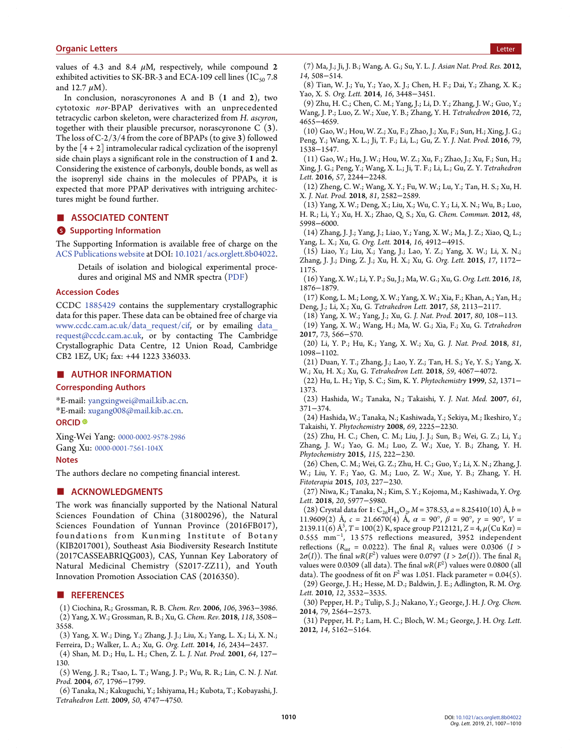values of 4.3 and 8.4 μM, respectively, while compound **2** exhibited activities to SK-BR-3 and ECA-109 cell lines ($IC_{50}$ 7.8 and 12.7 μM).

In conclusion, norascyronones A and B (**1** and **2**), two cytotoxic *nor*-BPAP derivatives with an unprecedented tetracyclic carbon skeleton, were characterized from *H. ascyron*, together with their plausible precursor, norascyronone C (**3**). The loss of C-2/3/4 from the core of BPAPs (to give **3**) followed by the [4 + 2] intramolecular radical cyclization of the isoprenyl side chain plays a significant role in the construction of **1** and **2**. Considering the existence of carbonyls, double bonds, as well as the isoprenyl side chains in the molecules of PPAPs, it is expected that more PPAP derivatives with intriguing architectures might be found further.

## ■ ASSOCIATED CONTENT

### Supporting Information

The Supporting Information is available free of charge on the ACS Publications website at DOI: 10.1021/acs.orglett.8b04022.

Details of isolation and biological experimental procedures and original MS and NMR spectra (PDF)

### Accession Codes

CCDC 1885429 contains the supplementary crystallographic data for this paper. These data can be obtained free of charge via www.ccdc.cam.ac.uk/data_request/cif, or by emailing data_request@ccdc.cam.ac.uk, or by contacting The Cambridge Crystallographic Data Centre, 12 Union Road, Cambridge CB2 1EZ, UK; fax: +44 1223 336033.

## ■ AUTHOR INFORMATION

### Corresponding Authors

*E-mail: yangxingwei@mail.kib.ac.cn.

*E-mail: xugang008@mail.kib.ac.cn.

### ORCID

Xing-Wei Yang: 0000-0002-9578-2986

Gang Xu: 0000-0001-7561-104X

### Notes

The authors declare no competing financial interest.

## ■ ACKNOWLEDGMENTS

The work was financially supported by the National Natural Sciences Foundation of China (31800296), the Natural Sciences Foundation of Yunnan Province (2016FB017), foundations from Kunming Institute of Botany (KIB2017001), Southeast Asia Biodiversity Research Institute (2017CASSEABRIQG003), CAS, Yunnan Key Laboratory of Natural Medicinal Chemistry (S2017-ZZ11), and Youth Innovation Promotion Association CAS (2016350).

## ■ REFERENCES

(1) Ciochina, R.; Grossman, R. B. *Chem. Rev.* **2006**, *106*, 3963−3986.

(2) Yang, X. W.; Grossman, R. B.; Xu, G. *Chem. Rev.* **2018**, *118*, 3508−3558.

(3) Yang, X. W.; Ding, Y.; Zhang, J. J.; Liu, X.; Yang, L. X.; Li, X. N.; Ferreira, D.; Walker, L. A.; Xu, G. *Org. Lett.* **2014**, *16*, 2434−2437.

(4) Shan, M. D.; Hu, L. H.; Chen, Z. L. *J. Nat. Prod.* **2001**, *64*, 127−130.

(5) Weng, J. R.; Tsao, L. T.; Wang, J. P.; Wu, R. R.; Lin, C. N. *J. Nat. Prod.* **2004**, *67*, 1796−1799.

(6) Tanaka, N.; Kakuguchi, Y.; Ishiyama, H.; Kubota, T.; Kobayashi, J. *Tetrahedron Lett.* **2009**, *50*, 4747−4750.

(7) Ma, J.; Ji, J. B.; Wang, A. G.; Su, Y. L. *J. Asian Nat. Prod. Res.* **2012**, *14*, 508−514.

(8) Tian, W. J.; Yu, Y.; Yao, X. J.; Chen, H. F.; Dai, Y.; Zhang, X. K.; Yao, X. S. *Org. Lett.* **2014**, *16*, 3448−3451.

(9) Zhu, H. C.; Chen, C. M.; Yang, J.; Li, D. Y.; Zhang, J. W.; Guo, Y.; Wang, J. P.; Luo, Z. W.; Xue, Y. B.; Zhang, Y. H. *Tetrahedron* **2016**, *72*, 4655−4659.

(10) Gao, W.; Hou, W. Z.; Xu, F.; Zhao, J.; Xu, F.; Sun, H.; Xing, J. G.; Peng, Y.; Wang, X. L.; Ji, T. F.; Li, L.; Gu, Z. Y. *J. Nat. Prod.* **2016**, *79*, 1538−1547.

(11) Gao, W.; Hu, J. W.; Hou, W. Z.; Xu, F.; Zhao, J.; Xu, F.; Sun, H.; Xing, J. G.; Peng, Y.; Wang, X. L.; Ji, T. F.; Li, L.; Gu, Z. Y. *Tetrahedron Lett.* **2016**, *57*, 2244−2248.

(12) Zheng, C. W.; Wang, X. Y.; Fu, W. W.; Lu, Y.; Tan, H. S.; Xu, H. X. *J. Nat. Prod.* **2018**, *81*, 2582−2589.

(13) Yang, X. W.; Deng, X.; Liu, X.; Wu, C. Y.; Li, X. N.; Wu, B.; Luo, H. R.; Li, Y.; Xu, H. X.; Zhao, Q. S.; Xu, G. *Chem. Commun.* **2012**, *48*, 5998−6000.

(14) Zhang, J. J.; Yang, J.; Liao, Y.; Yang, X. W.; Ma, J. Z.; Xiao, Q. L.; Yang, L. X.; Xu, G. *Org. Lett.* **2014**, *16*, 4912−4915.

(15) Liao, Y.; Liu, X.; Yang, J.; Lao, Y. Z.; Yang, X. W.; Li, X. N.; Zhang, J. J.; Ding, Z. J.; Xu, H. X.; Xu, G. *Org. Lett.* **2015**, *17*, 1172−1175.

(16) Yang, X. W.; Li, Y. P.; Su, J.; Ma, W. G.; Xu, G. *Org. Lett.* **2016**, *18*, 1876−1879.

(17) Kong, L. M.; Long, X. W.; Yang, X. W.; Xia, F.; Khan, A.; Yan, H.; Deng, J.; Li, X.; Xu, G. *Tetrahedron Lett.* **2017**, *58*, 2113−2117.

(18) Yang, X. W.; Yang, J.; Xu, G. *J. Nat. Prod.* **2017**, *80*, 108−113.

(19) Yang, X. W.; Wang, H.; Ma, W. G.; Xia, F.; Xu, G. *Tetrahedron* **2017**, *73*, 566−570.

(20) Li, Y. P.; Hu, K.; Yang, X. W.; Xu, G. *J. Nat. Prod.* **2018**, *81*, 1098−1102.

(21) Duan, Y. T.; Zhang, J.; Lao, Y. Z.; Tan, H. S.; Ye, Y. S.; Yang, X. W.; Xu, H. X.; Xu, G. *Tetrahedron Lett.* **2018**, *59*, 4067−4072.

(22) Hu, L. H.; Yip, S. C.; Sim, K. Y. *Phytochemistry* **1999**, *52*, 1371−1373.

(23) Hashida, W.; Tanaka, N.; Takaishi, Y. *J. Nat. Med.* **2007**, *61*, 371−374.

(24) Hashida, W.; Tanaka, N.; Kashiwada, Y.; Sekiya, M.; Ikeshiro, Y.; Takaishi, Y. *Phytochemistry* **2008**, *69*, 2225−2230.

(25) Zhu, H. C.; Chen, C. M.; Liu, J. J.; Sun, B.; Wei, G. Z.; Li, Y.; Zhang, J. W.; Yao, G. M.; Luo, Z. W.; Xue, Y. B.; Zhang, Y. H. *Phytochemistry* **2015**, *115*, 222−230.

(26) Chen, C. M.; Wei, G. Z.; Zhu, H. C.; Guo, Y.; Li, X. N.; Zhang, J. W.; Liu, Y. F.; Yao, G. M.; Luo, Z. W.; Xue, Y. B.; Zhang, Y. H. *Fitoterapia* **2015**, *103*, 227−230.

(27) Niwa, K.; Tanaka, N.; Kim, S. Y.; Kojoma, M.; Kashiwada, Y. *Org. Lett.* **2018**, *20*, 5977−5980.

(28) Crystal data for **1**: $C_{26}H_{34}O_2$, $M$ = 378.53, $a$ = 8.25410(10) Å, $b$ = 11.9609(2) Å, $c$ = 21.6670(4) Å, $\alpha$ = 90°, $\beta$ = 90°, $\gamma$ = 90°, $V$ = 2139.11(6) Å$^3$, $T$ = 100(2) K, space group $P212121$, $Z$ = 4, $\mu$(Cu K$\alpha$) = 0.555 mm$^{-1}$, 13 575 reflections measured, 3952 independent reflections ($R_{int}$ = 0.0222). The final $R_1$ values were 0.0306 ($I > 2\sigma(I)$). The final $wR(F^2)$ values were 0.0797 ($I > 2\sigma(I)$). The final $R_1$ values were 0.0309 (all data). The final $wR(F^2)$ values were 0.0800 (all data). The goodness of fit on $F^2$ was 1.051. Flack parameter = 0.04(5).

(29) George, J. H.; Hesse, M. D.; Baldwin, J. E.; Adlington, R. M. *Org. Lett.* **2010**, *12*, 3532−3535.

(30) Pepper, H. P.; Tulip, S. J.; Nakano, Y.; George, J. H. *J. Org. Chem.* **2014**, *79*, 2564−2573.

(31) Pepper, H. P.; Lam, H. C.; Bloch, W. M.; George, J. H. *Org. Lett.* **2012**, *14*, 5162−5164.